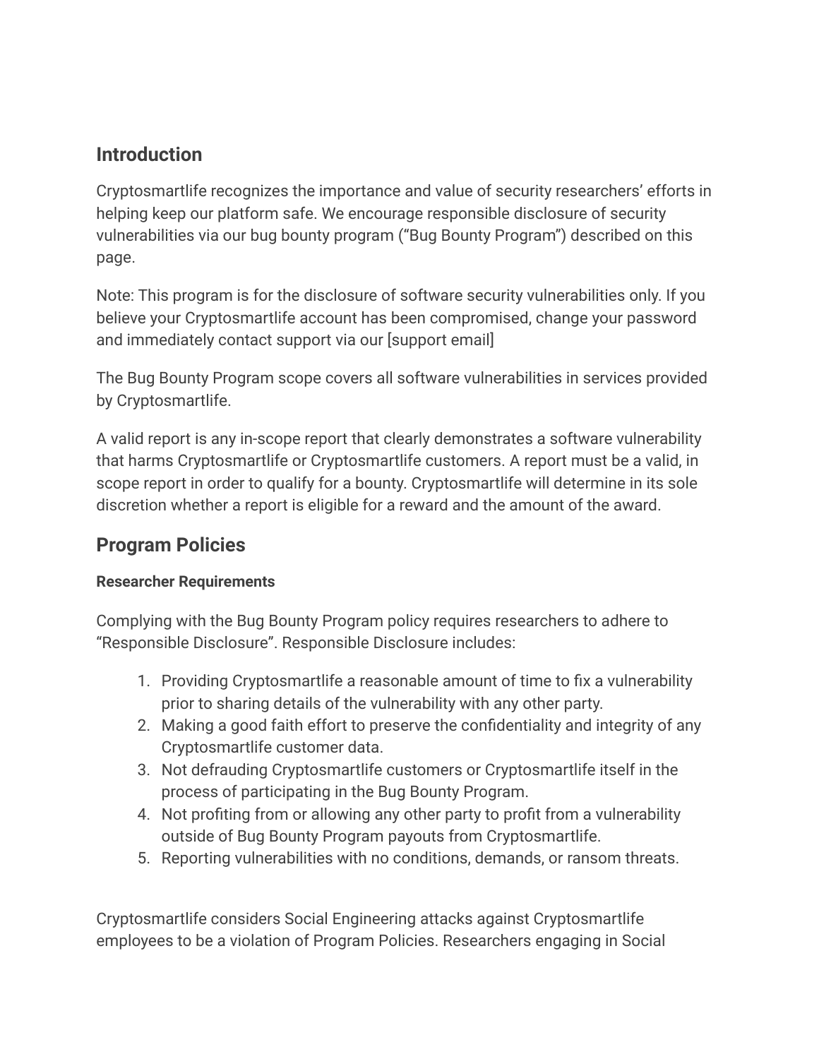## Introduction

Cryptosmartlife recognizes the importance and value of security researchers' efforts in helping keep our platform safe. We encourage responsible disclosure of security vulnerabilities via our bug bounty program ("Bug Bounty Program") described on this page.

Note: This program is for the disclosure of software security vulnerabilities only. If you believe your Cryptosmartlife account has been compromised, change your password and immediately contact support via our [support email]

The Bug Bounty Program scope covers all software vulnerabilities in services provided by Cryptosmartlife.

A valid report is any in-scope report that clearly demonstrates a software vulnerability that harms Cryptosmartlife or Cryptosmartlife customers. A report must be a valid, in scope report in order to qualify for a bounty. Cryptosmartlife will determine in its sole discretion whether a report is eligible for a reward and the amount of the award.

## Program Policies

#### Researcher Requirements

Complying with the Bug Bounty Program policy requires researchers to adhere to "Responsible Disclosure". Responsible Disclosure includes:

1. Providing Cryptosmartlife a reasonable amount of time to fix a vulnerability prior to sharing details of the vulnerability with any other party.
2. Making a good faith effort to preserve the confidentiality and integrity of any Cryptosmartlife customer data.
3. Not defrauding Cryptosmartlife customers or Cryptosmartlife itself in the process of participating in the Bug Bounty Program.
4. Not profiting from or allowing any other party to profit from a vulnerability outside of Bug Bounty Program payouts from Cryptosmartlife.
5. Reporting vulnerabilities with no conditions, demands, or ransom threats.

Cryptosmartlife considers Social Engineering attacks against Cryptosmartlife employees to be a violation of Program Policies. Researchers engaging in Social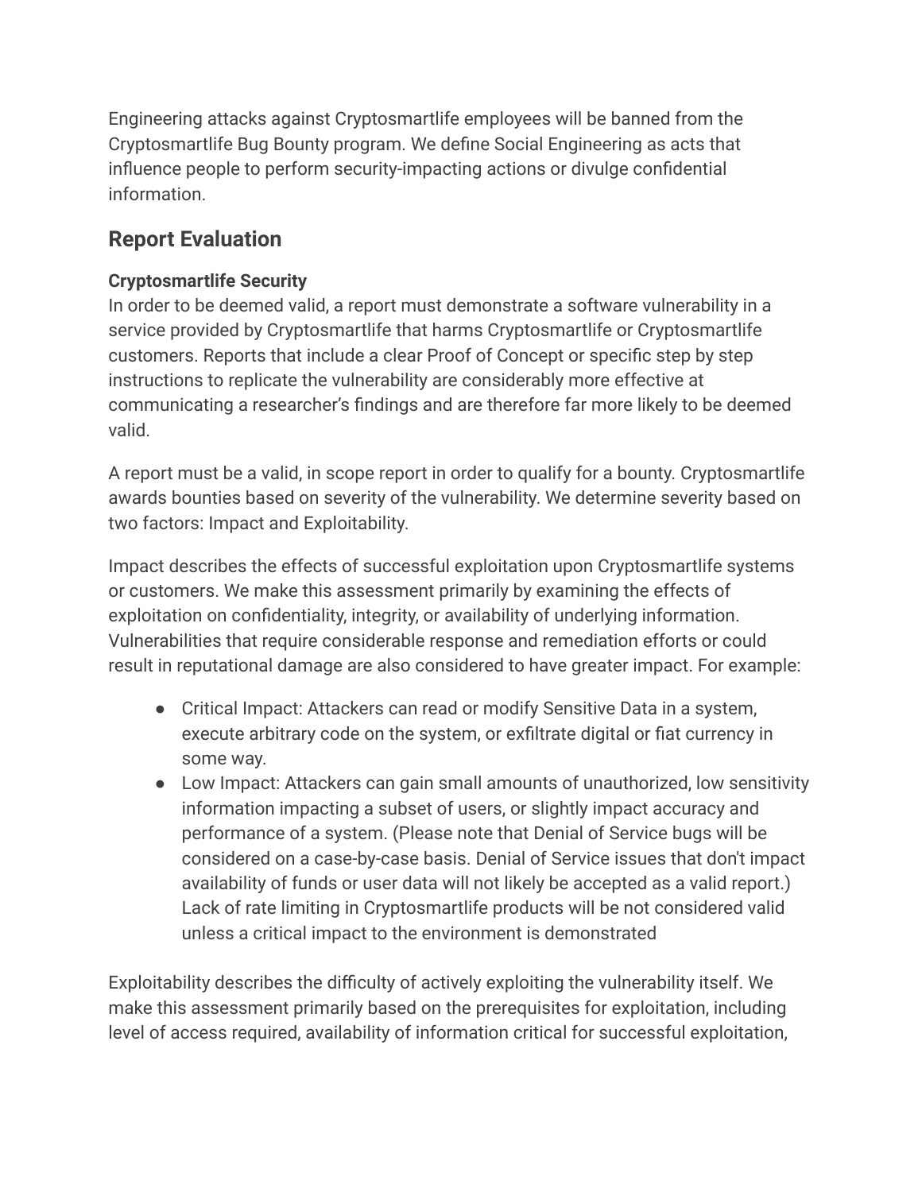Engineering attacks against Cryptosmartlife employees will be banned from the Cryptosmartlife Bug Bounty program. We define Social Engineering as acts that influence people to perform security-impacting actions or divulge confidential information.

## Report Evaluation

**Cryptosmartlife Security**

In order to be deemed valid, a report must demonstrate a software vulnerability in a service provided by Cryptosmartlife that harms Cryptosmartlife or Cryptosmartlife customers. Reports that include a clear Proof of Concept or specific step by step instructions to replicate the vulnerability are considerably more effective at communicating a researcher's findings and are therefore far more likely to be deemed valid.

A report must be a valid, in scope report in order to qualify for a bounty. Cryptosmartlife awards bounties based on severity of the vulnerability. We determine severity based on two factors: Impact and Exploitability.

Impact describes the effects of successful exploitation upon Cryptosmartlife systems or customers. We make this assessment primarily by examining the effects of exploitation on confidentiality, integrity, or availability of underlying information. Vulnerabilities that require considerable response and remediation efforts or could result in reputational damage are also considered to have greater impact. For example:

- Critical Impact: Attackers can read or modify Sensitive Data in a system, execute arbitrary code on the system, or exfiltrate digital or fiat currency in some way.
- Low Impact: Attackers can gain small amounts of unauthorized, low sensitivity information impacting a subset of users, or slightly impact accuracy and performance of a system. (Please note that Denial of Service bugs will be considered on a case-by-case basis. Denial of Service issues that don't impact availability of funds or user data will not likely be accepted as a valid report.) Lack of rate limiting in Cryptosmartlife products will be not considered valid unless a critical impact to the environment is demonstrated

Exploitability describes the difficulty of actively exploiting the vulnerability itself. We make this assessment primarily based on the prerequisites for exploitation, including level of access required, availability of information critical for successful exploitation,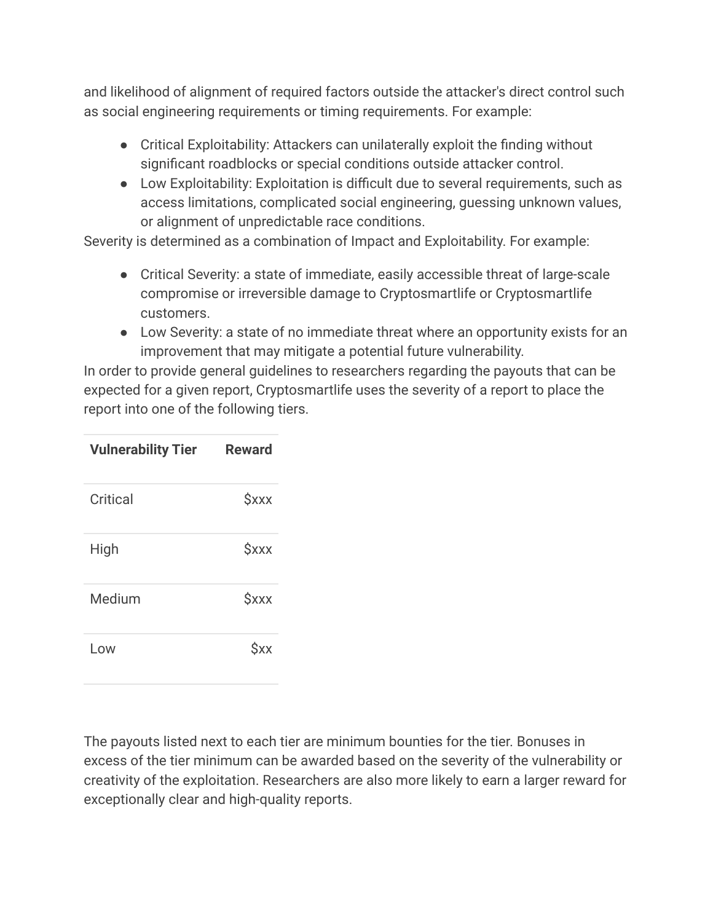and likelihood of alignment of required factors outside the attacker's direct control such as social engineering requirements or timing requirements. For example:

- Critical Exploitability: Attackers can unilaterally exploit the finding without significant roadblocks or special conditions outside attacker control.
- Low Exploitability: Exploitation is difficult due to several requirements, such as access limitations, complicated social engineering, guessing unknown values, or alignment of unpredictable race conditions.

Severity is determined as a combination of Impact and Exploitability. For example:

- Critical Severity: a state of immediate, easily accessible threat of large-scale compromise or irreversible damage to Cryptosmartlife or Cryptosmartlife customers.
- Low Severity: a state of no immediate threat where an opportunity exists for an improvement that may mitigate a potential future vulnerability.

In order to provide general guidelines to researchers regarding the payouts that can be expected for a given report, Cryptosmartlife uses the severity of a report to place the report into one of the following tiers.

| **Vulnerability Tier** | **Reward** |
|---|---:|
| Critical | $xxx |
| High | $xxx |
| Medium | $xxx |
| Low | $xx |

The payouts listed next to each tier are minimum bounties for the tier. Bonuses in excess of the tier minimum can be awarded based on the severity of the vulnerability or creativity of the exploitation. Researchers are also more likely to earn a larger reward for exceptionally clear and high-quality reports.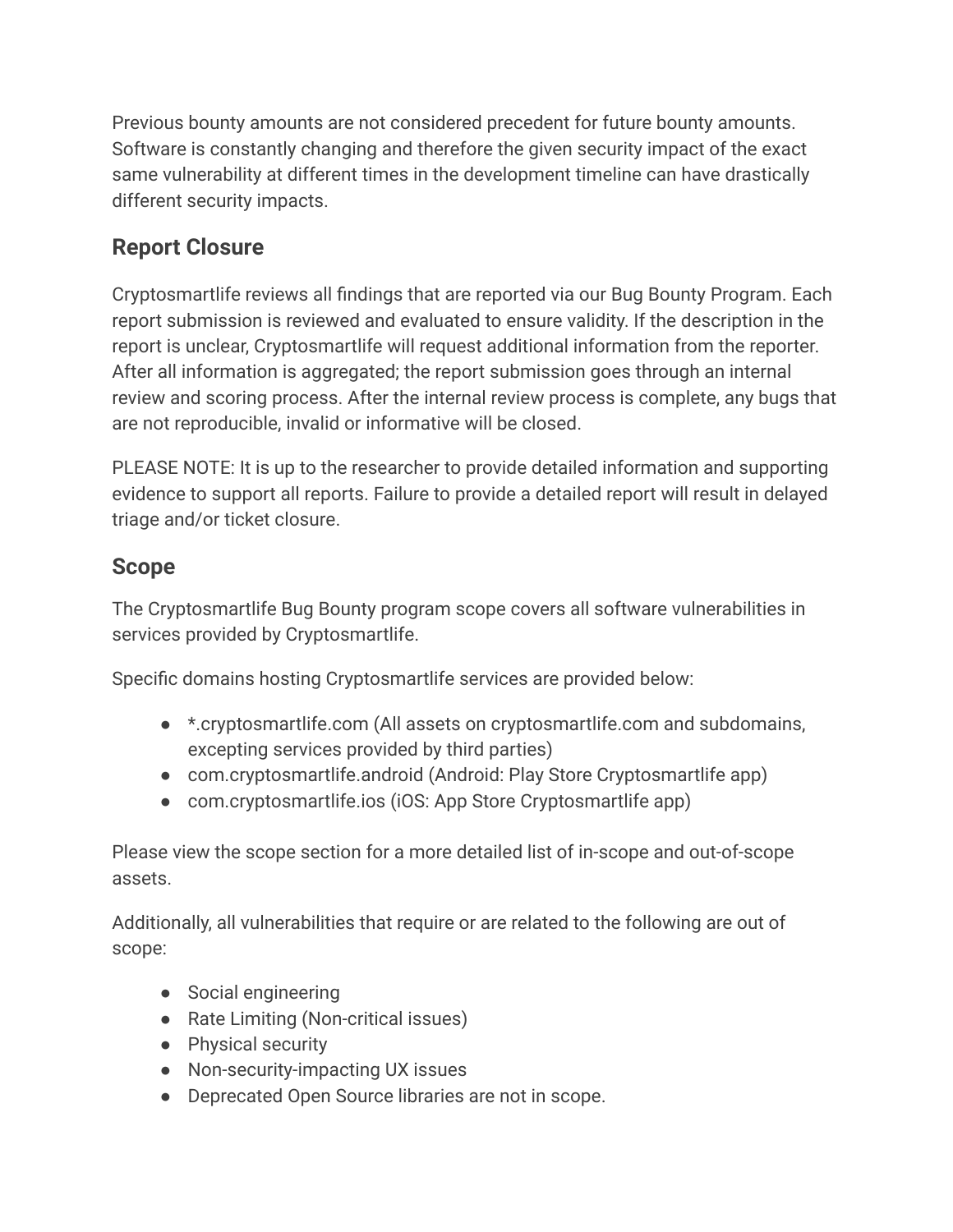Previous bounty amounts are not considered precedent for future bounty amounts. Software is constantly changing and therefore the given security impact of the exact same vulnerability at different times in the development timeline can have drastically different security impacts.

## Report Closure

Cryptosmartlife reviews all findings that are reported via our Bug Bounty Program. Each report submission is reviewed and evaluated to ensure validity. If the description in the report is unclear, Cryptosmartlife will request additional information from the reporter. After all information is aggregated; the report submission goes through an internal review and scoring process. After the internal review process is complete, any bugs that are not reproducible, invalid or informative will be closed.

PLEASE NOTE: It is up to the researcher to provide detailed information and supporting evidence to support all reports. Failure to provide a detailed report will result in delayed triage and/or ticket closure.

## Scope

The Cryptosmartlife Bug Bounty program scope covers all software vulnerabilities in services provided by Cryptosmartlife.

Specific domains hosting Cryptosmartlife services are provided below:

- *.cryptosmartlife.com (All assets on cryptosmartlife.com and subdomains, excepting services provided by third parties)
- com.cryptosmartlife.android (Android: Play Store Cryptosmartlife app)
- com.cryptosmartlife.ios (iOS: App Store Cryptosmartlife app)

Please view the scope section for a more detailed list of in-scope and out-of-scope assets.

Additionally, all vulnerabilities that require or are related to the following are out of scope:

- Social engineering
- Rate Limiting (Non-critical issues)
- Physical security
- Non-security-impacting UX issues
- Deprecated Open Source libraries are not in scope.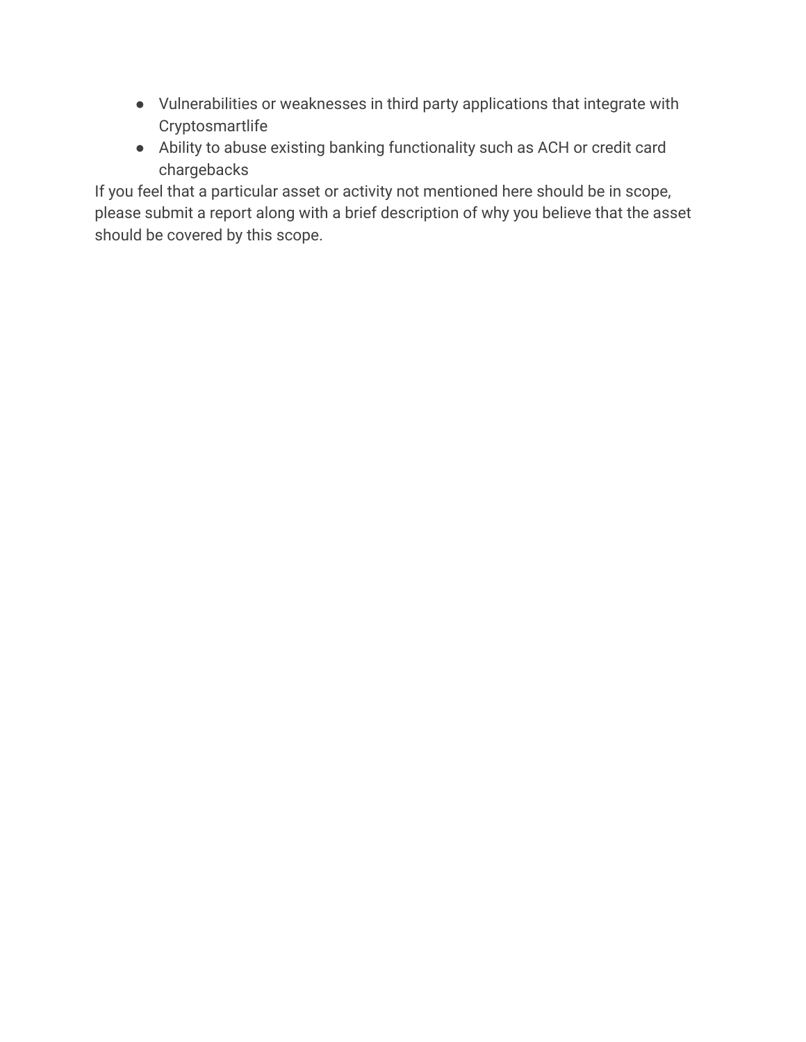- Vulnerabilities or weaknesses in third party applications that integrate with Cryptosmartlife
- Ability to abuse existing banking functionality such as ACH or credit card chargebacks

If you feel that a particular asset or activity not mentioned here should be in scope, please submit a report along with a brief description of why you believe that the asset should be covered by this scope.